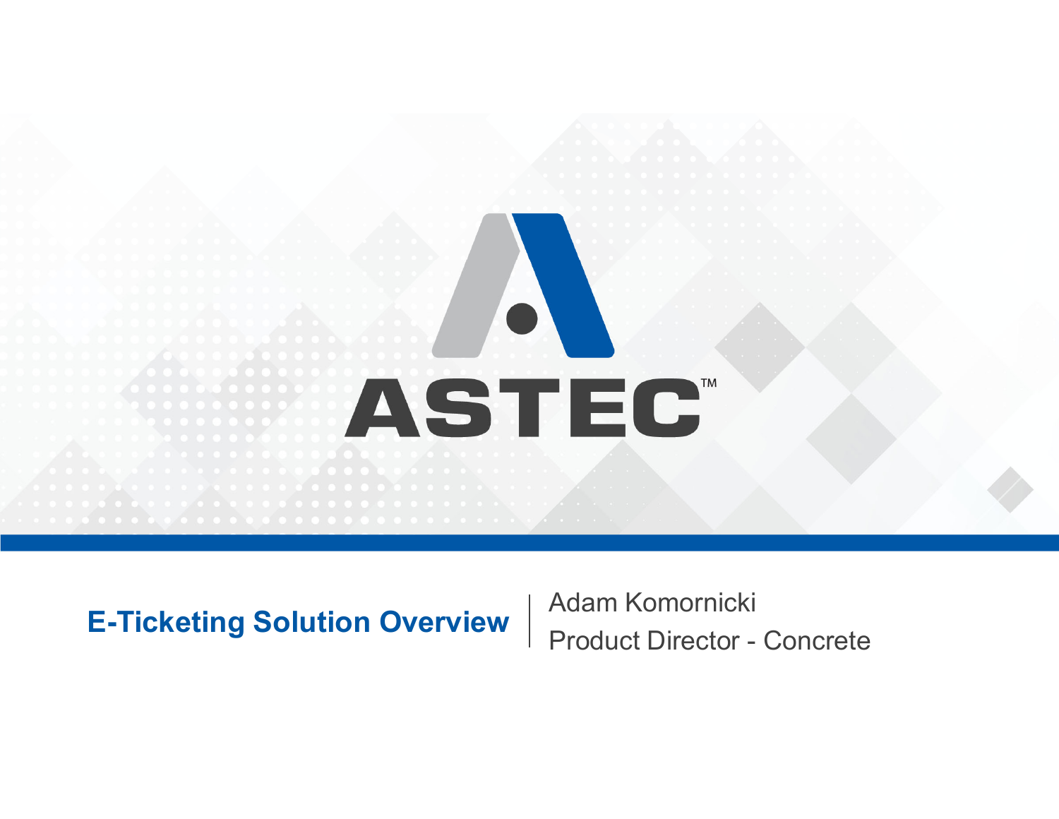ASTEC™

# E-Ticketing Solution Overview

Adam Komornicki

Product Director - Concrete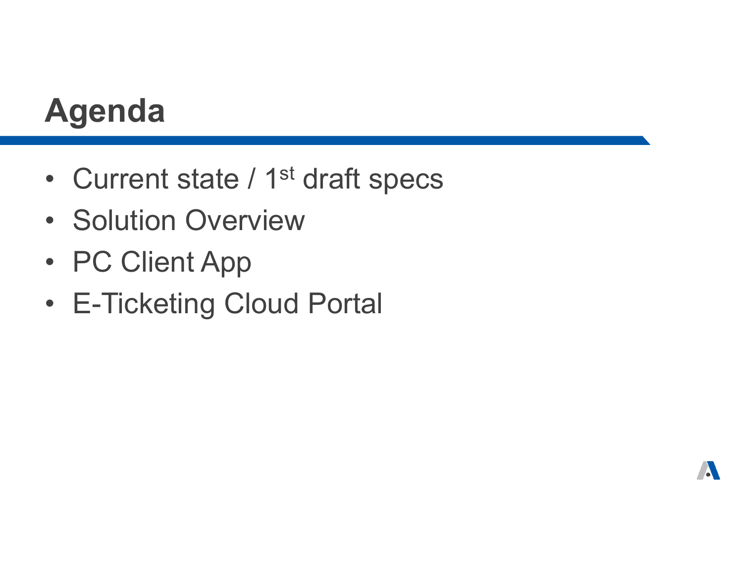# Agenda

- Current state / 1st draft specs
- Solution Overview
- PC Client App
- E-Ticketing Cloud Portal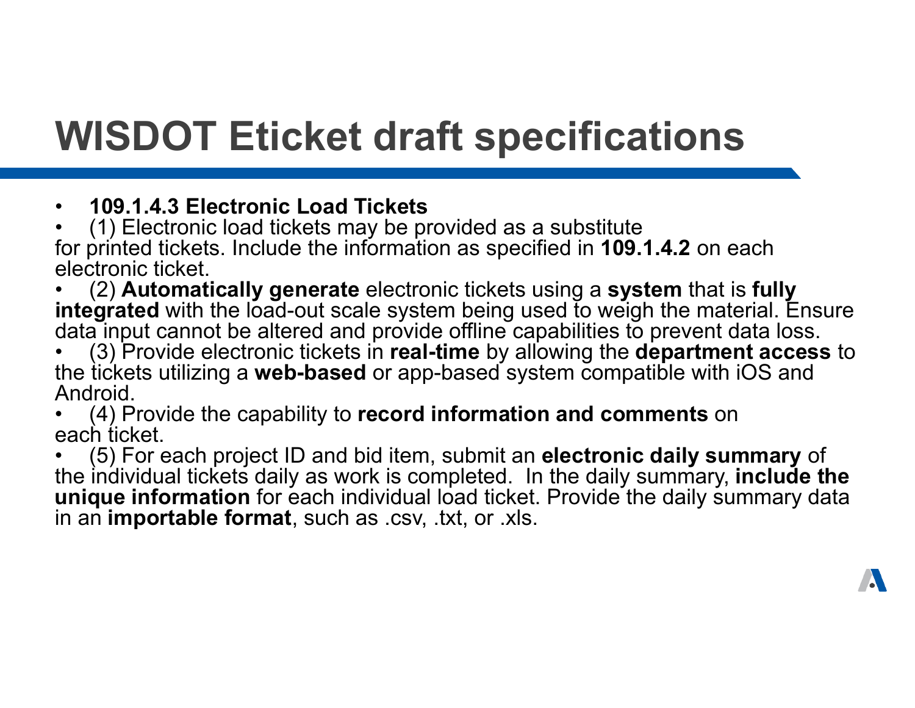# WISDOT Eticket draft specifications

- **109.1.4.3 Electronic Load Tickets**
- (1) Electronic load tickets may be provided as a substitute for printed tickets. Include the information as specified in **109.1.4.2** on each electronic ticket.
- (2) **Automatically generate** electronic tickets using a **system** that is **fully integrated** with the load-out scale system being used to weigh the material. Ensure data input cannot be altered and provide offline capabilities to prevent data loss.
- (3) Provide electronic tickets in **real-time** by allowing the **department access** to the tickets utilizing a **web-based** or app-based system compatible with iOS and Android.
- (4) Provide the capability to **record information and comments** on each ticket.
- (5) For each project ID and bid item, submit an **electronic daily summary** of the individual tickets daily as work is completed. In the daily summary, **include the unique information** for each individual load ticket. Provide the daily summary data in an **importable format**, such as .csv, .txt, or .xls.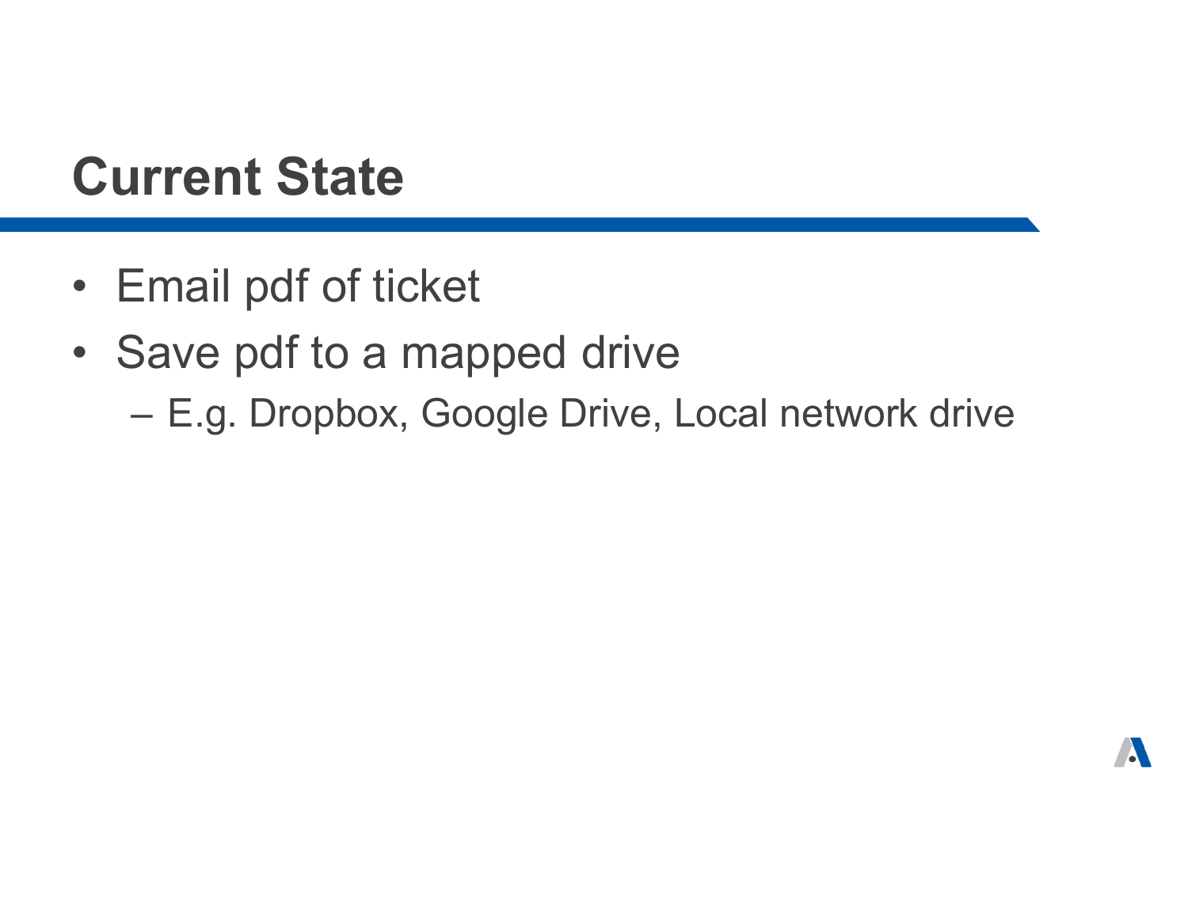# Current State

- Email pdf of ticket
- Save pdf to a mapped drive
  - E.g. Dropbox, Google Drive, Local network drive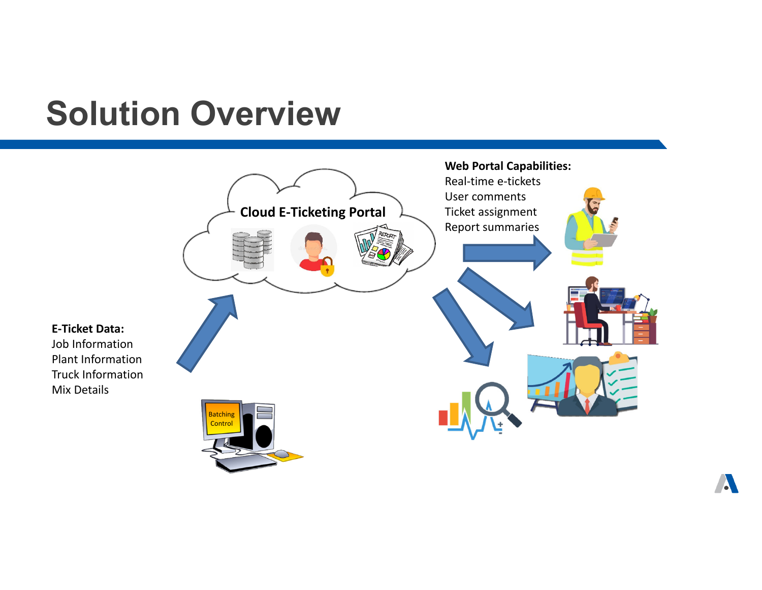# Solution Overview

**Cloud E-Ticketing Portal**

**Web Portal Capabilities:**
Real-time e-tickets
User comments
Ticket assignment
Report summaries

**E-Ticket Data:**
Job Information
Plant Information
Truck Information
Mix Details

Batching Control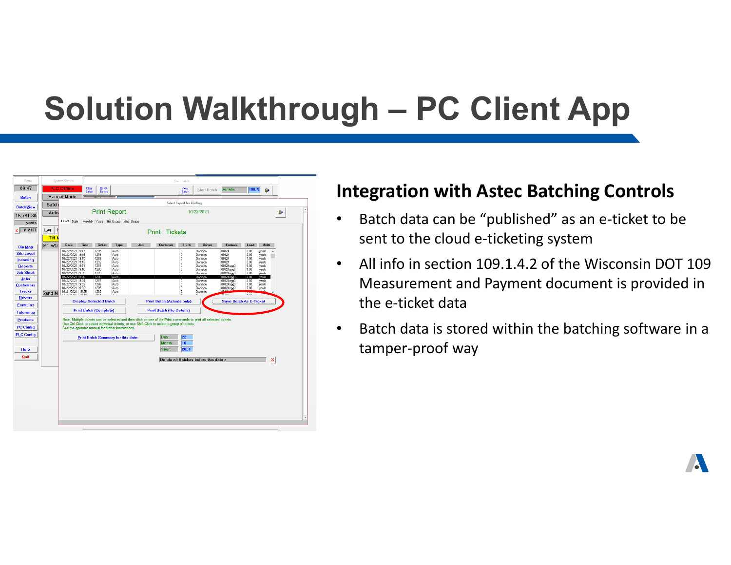# Solution Walkthrough – PC Client App

## Integration with Astec Batching Controls

- Batch data can be “published” as an e-ticket to be sent to the cloud e-ticketing system
- All info in section 109.1.4.2 of the Wisconsin DOT 109 Measurement and Payment document is provided in the e-ticket data
- Batch data is stored within the batching software in a tamper-proof way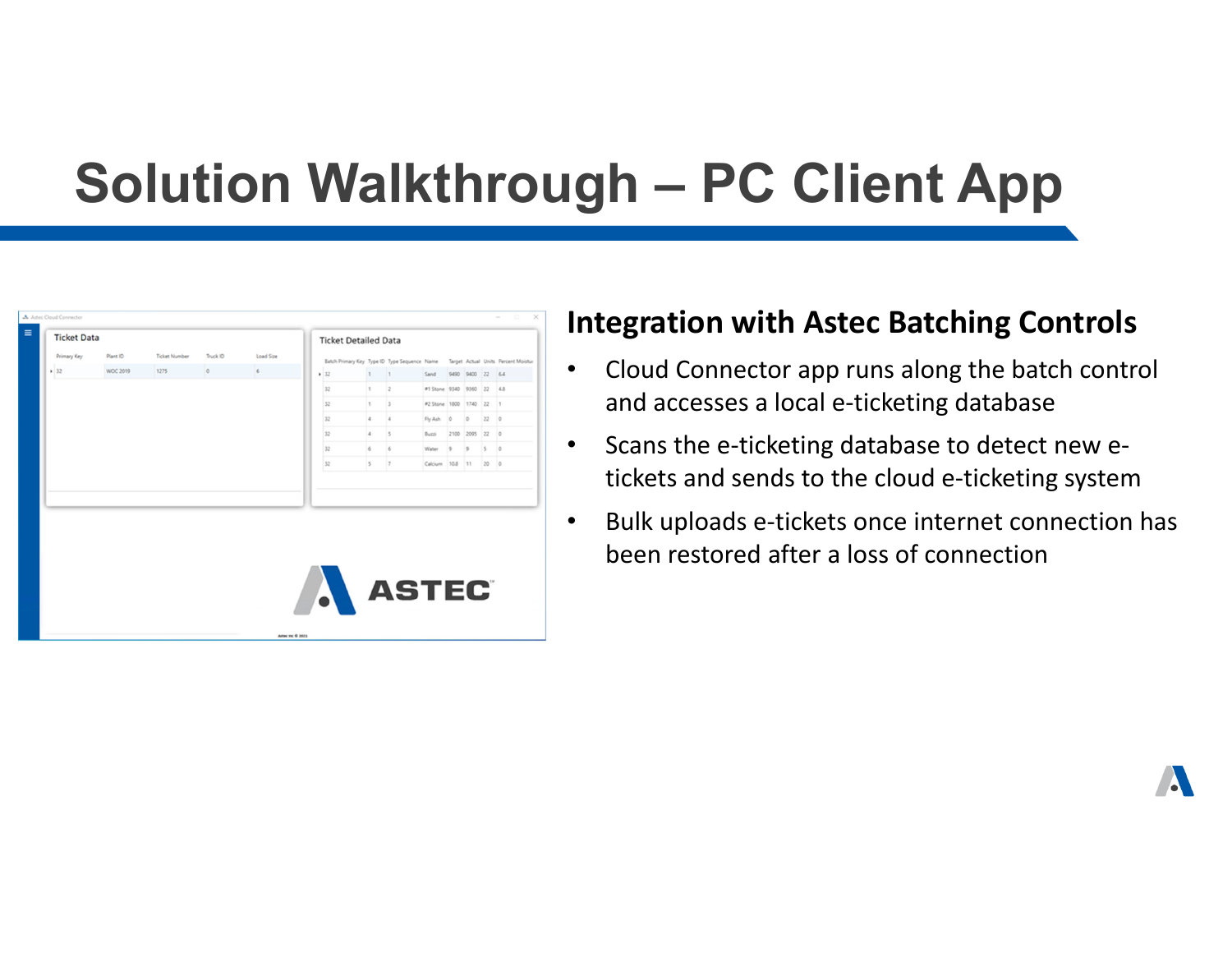# Solution Walkthrough – PC Client App

## Integration with Astec Batching Controls

- Cloud Connector app runs along the batch control and accesses a local e-ticketing database
- Scans the e-ticketing database to detect new e-tickets and sends to the cloud e-ticketing system
- Bulk uploads e-tickets once internet connection has been restored after a loss of connection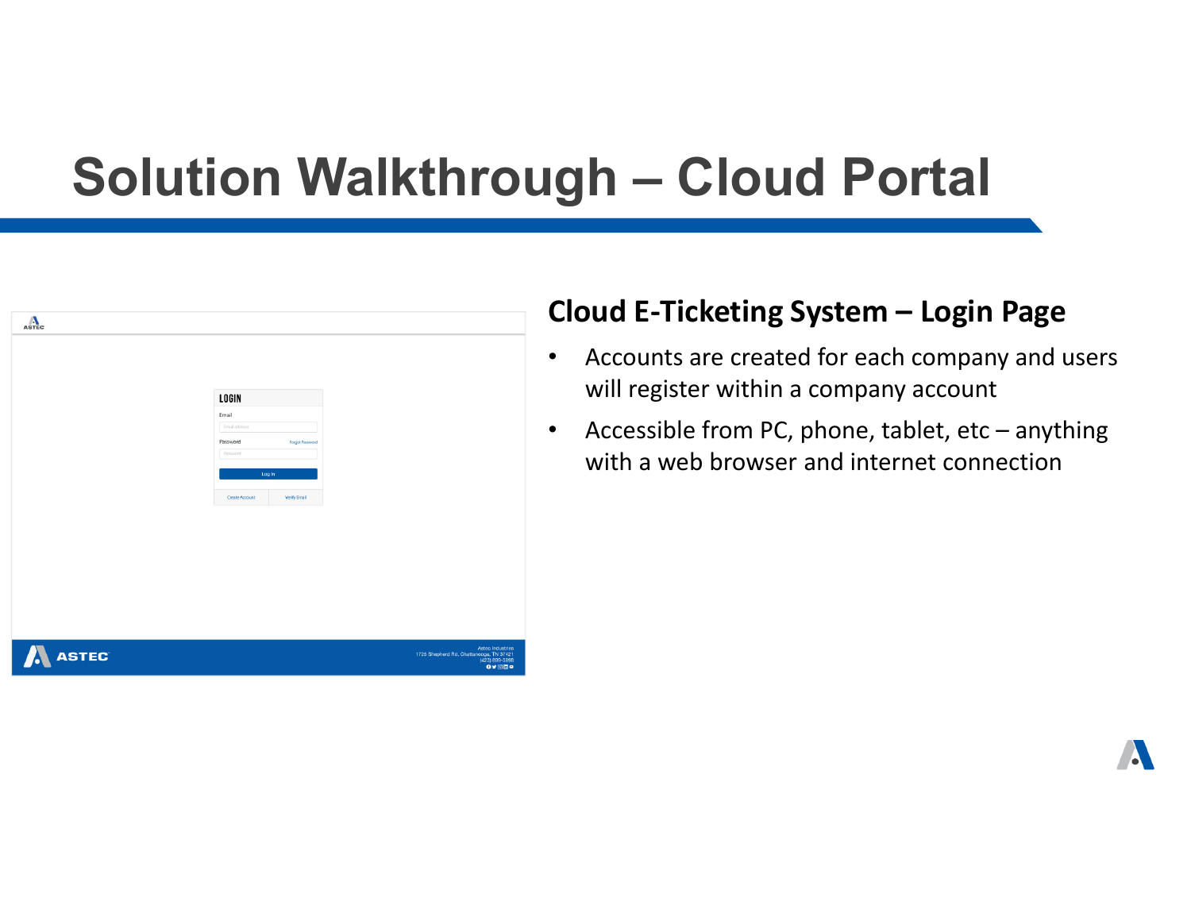# Solution Walkthrough – Cloud Portal

## Cloud E-Ticketing System – Login Page

- Accounts are created for each company and users will register within a company account
- Accessible from PC, phone, tablet, etc – anything with a web browser and internet connection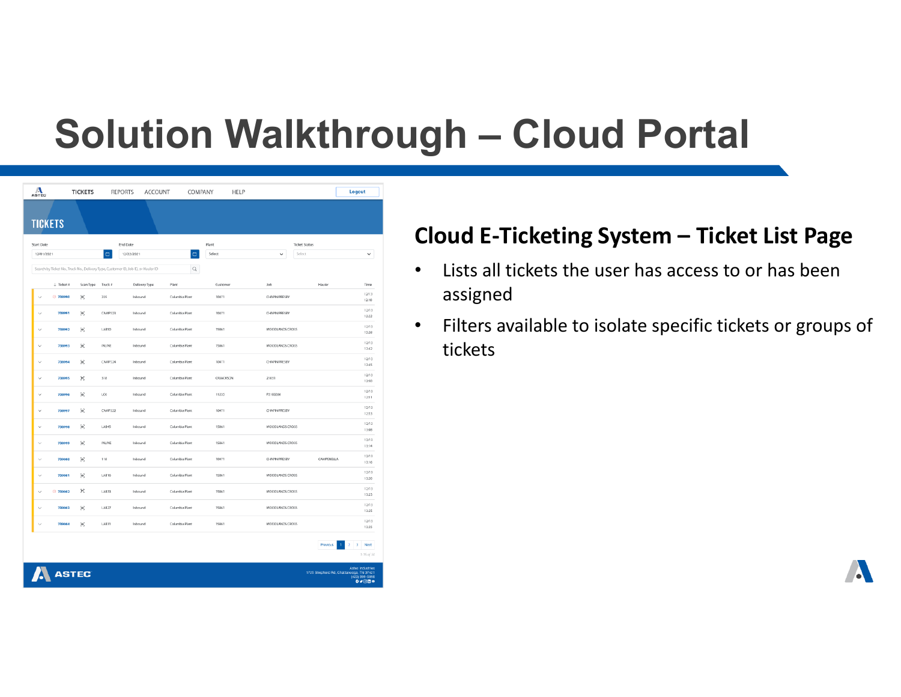# Solution Walkthrough – Cloud Portal

## Cloud E-Ticketing System – Ticket List Page

- Lists all tickets the user has access to or has been assigned
- Filters available to isolate specific tickets or groups of tickets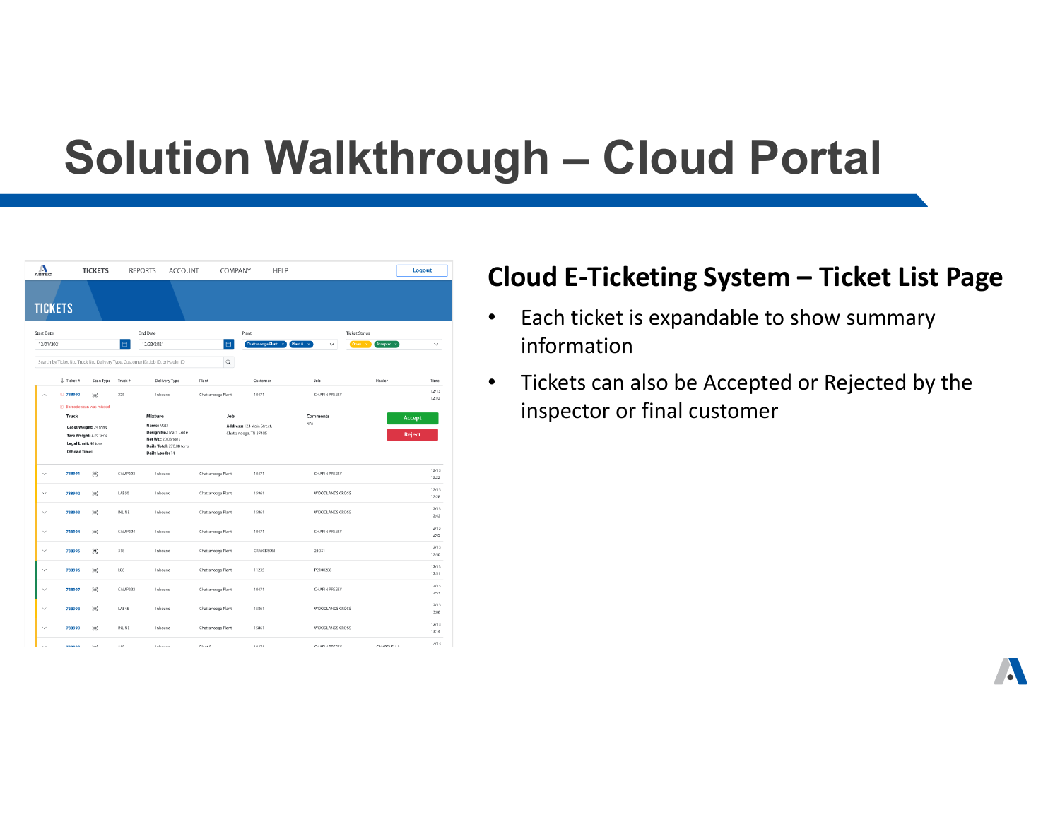# Solution Walkthrough – Cloud Portal

## Cloud E-Ticketing System – Ticket List Page

- Each ticket is expandable to show summary information
- Tickets can also be Accepted or Rejected by the inspector or final customer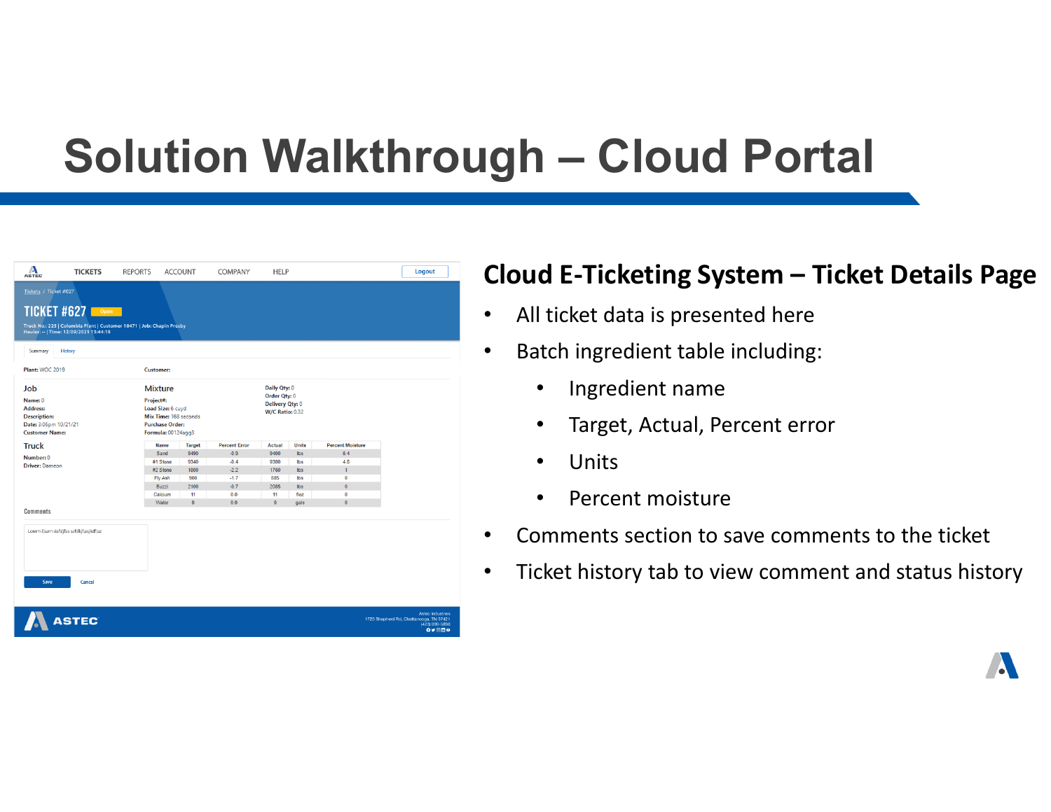# Solution Walkthrough – Cloud Portal

## Cloud E-Ticketing System – Ticket Details Page

- All ticket data is presented here
- Batch ingredient table including:
  - Ingredient name
  - Target, Actual, Percent error
  - Units
  - Percent moisture
- Comments section to save comments to the ticket
- Ticket history tab to view comment and status history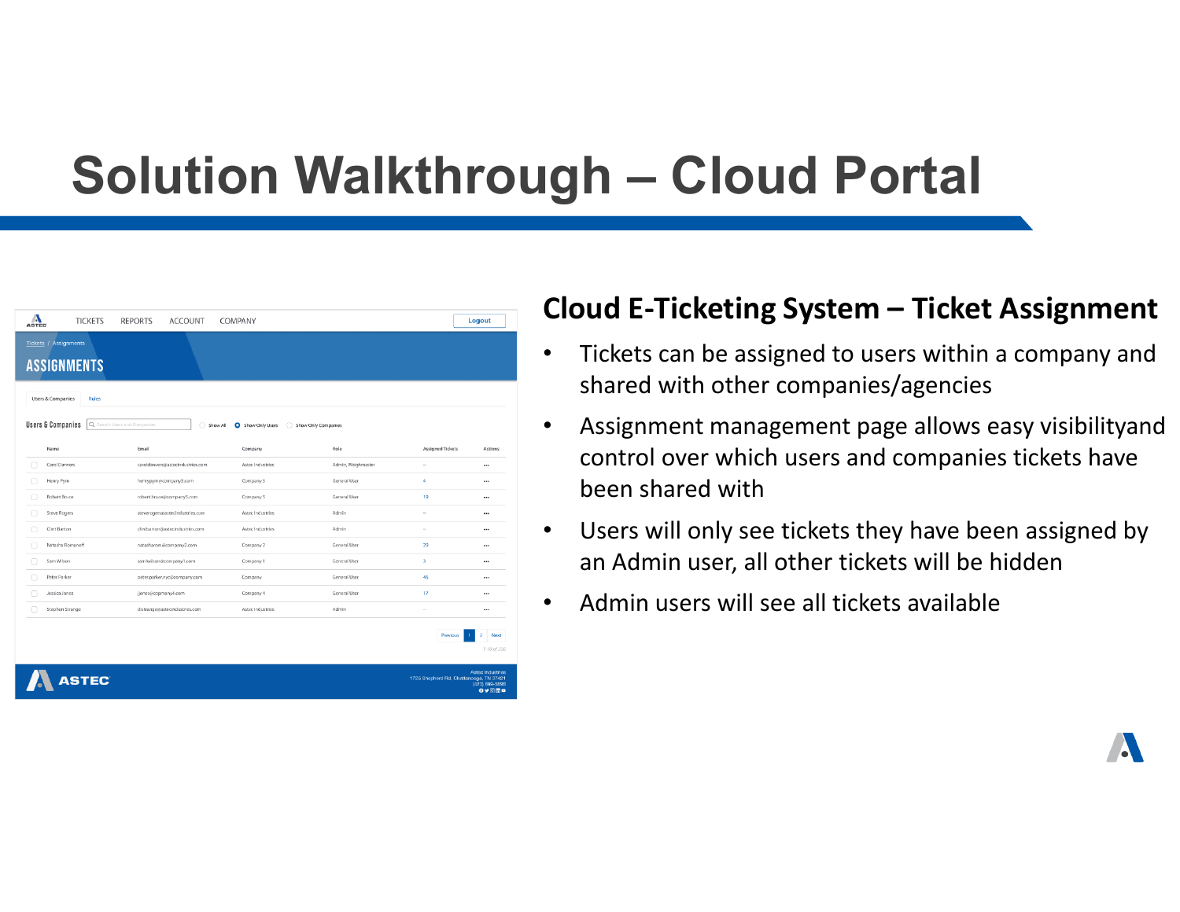# Solution Walkthrough – Cloud Portal

## Cloud E-Ticketing System – Ticket Assignment

- Tickets can be assigned to users within a company and shared with other companies/agencies
- Assignment management page allows easy visibilityand control over which users and companies tickets have been shared with
- Users will only see tickets they have been assigned by an Admin user, all other tickets will be hidden
- Admin users will see all tickets available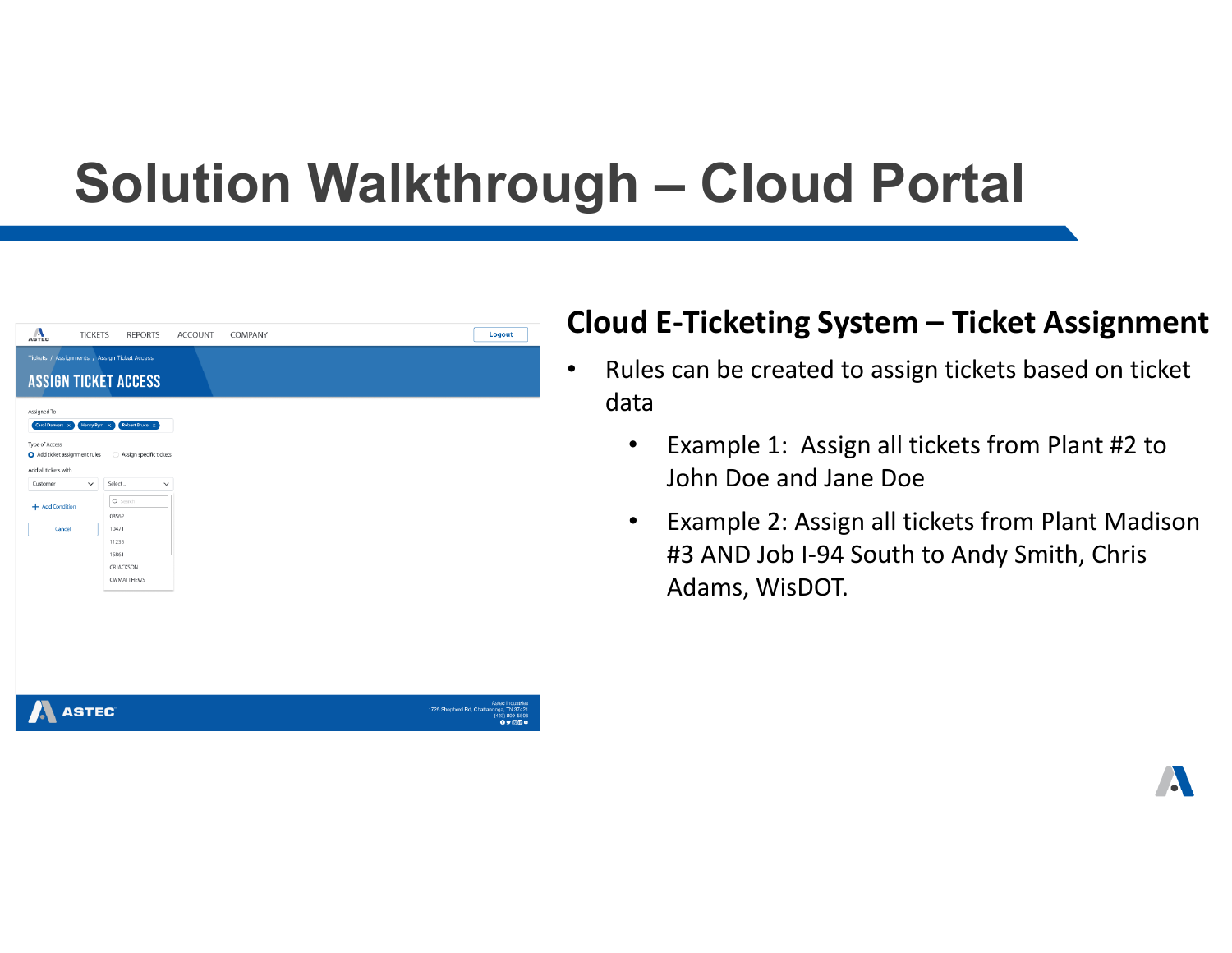# Solution Walkthrough – Cloud Portal

## Cloud E-Ticketing System – Ticket Assignment

- Rules can be created to assign tickets based on ticket data
  - Example 1: Assign all tickets from Plant #2 to John Doe and Jane Doe
  - Example 2: Assign all tickets from Plant Madison #3 AND Job I-94 South to Andy Smith, Chris Adams, WisDOT.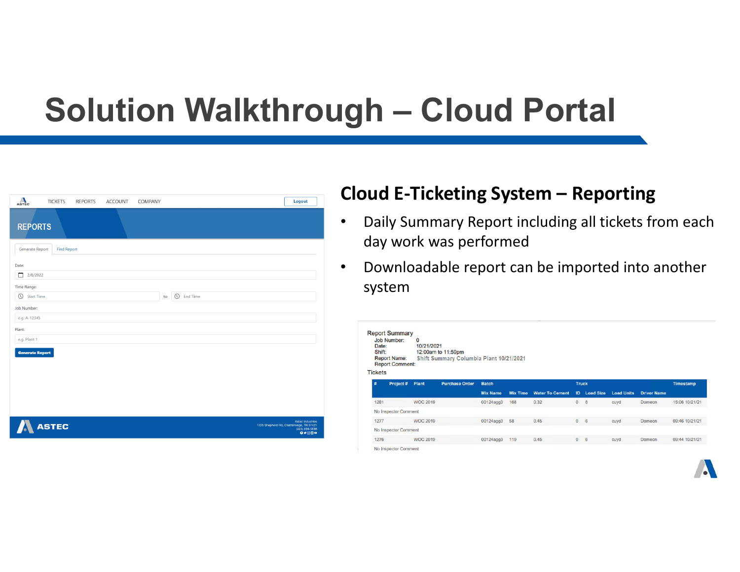# Solution Walkthrough – Cloud Portal

TICKETS REPORTS ACCOUNT COMPANY Logout

REPORTS

Generate Report | Find Report

Date: 2/8/2022

Time Range: Start Time to End Time

Job Number: e.g. A-12345

Plant: e.g. Plant 1

Generate Report

ASTEC

Astec Industries
1725 Shepherd Rd, Chattanooga, TN 37421
(423) 899-5898

## Cloud E-Ticketing System – Reporting

- Daily Summary Report including all tickets from each day work was performed
- Downloadable report can be imported into another system

Report Summary

Job Number: 0
Date: 10/21/2021
Shift: 12:00am to 11:59pm
Report Name: Shift Summary Columbia Plant 10/21/2021
Report Comment:

Tickets

| # | Project # | Plant | Purchase Order | Batch | | | Truck | | | | Timestamp |
|---|---|---|---|---|---|---|---|---|---|---|---|
| | | | | Mix Name | Mix Time | Water To Cement | ID | Load Size | Load Units | Driver Name | |
| 1281 | | WOC 2019 | | 00124agg3 | 168 | 0.32 | 0 | 6 | cuyd | Dameon | 15:06 10/21/21 |
| No Inspector Comment | | | | | | | | | | | |
| 1277 | | WOC 2019 | | 00124agg3 | 58 | 0.45 | 0 | 6 | cuyd | Dameon | 09:46 10/21/21 |
| No Inspector Comment | | | | | | | | | | | |
| 1276 | | WOC 2019 | | 00124agg3 | 119 | 0.45 | 0 | 6 | cuyd | Dameon | 09:44 10/21/21 |
| No Inspector Comment | | | | | | | | | | | |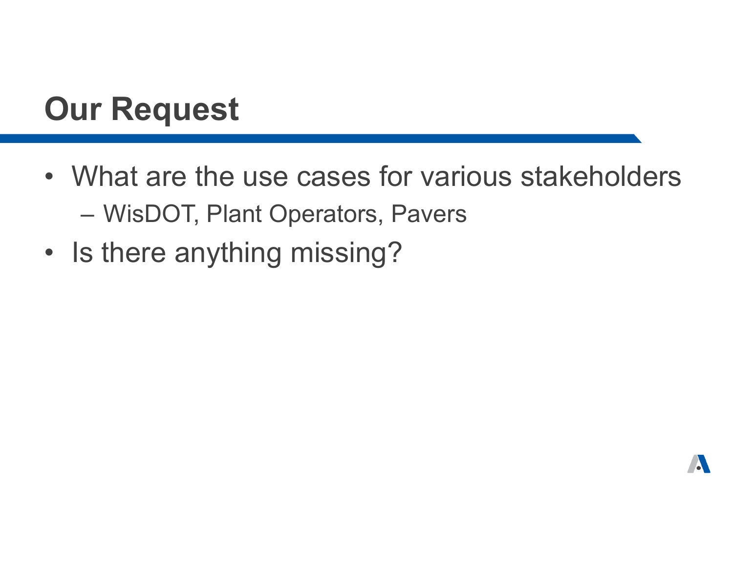# Our Request

- What are the use cases for various stakeholders
  - WisDOT, Plant Operators, Pavers
- Is there anything missing?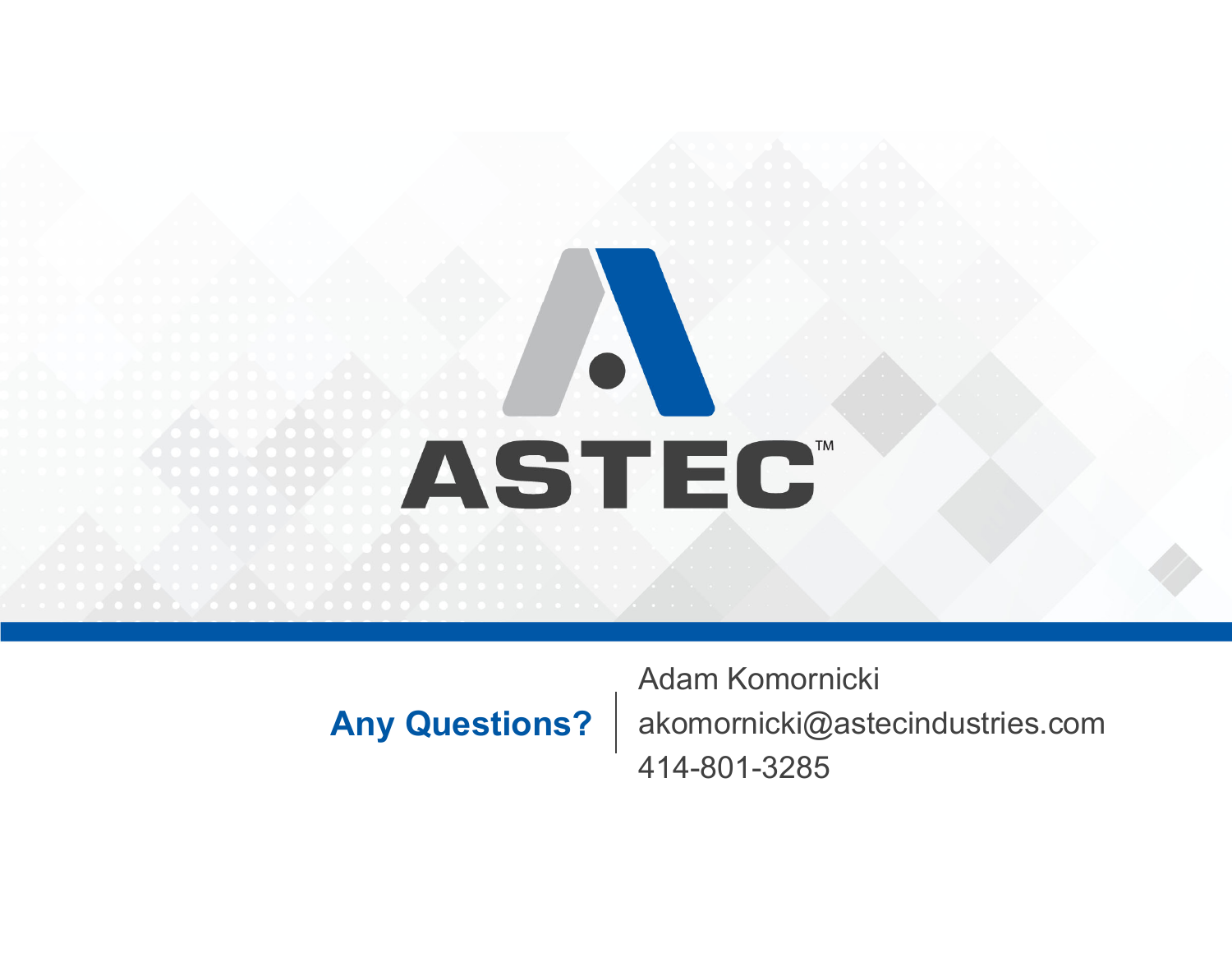ASTEC™

**Any Questions?**

Adam Komornicki
akomornicki@astecindustries.com
414-801-3285